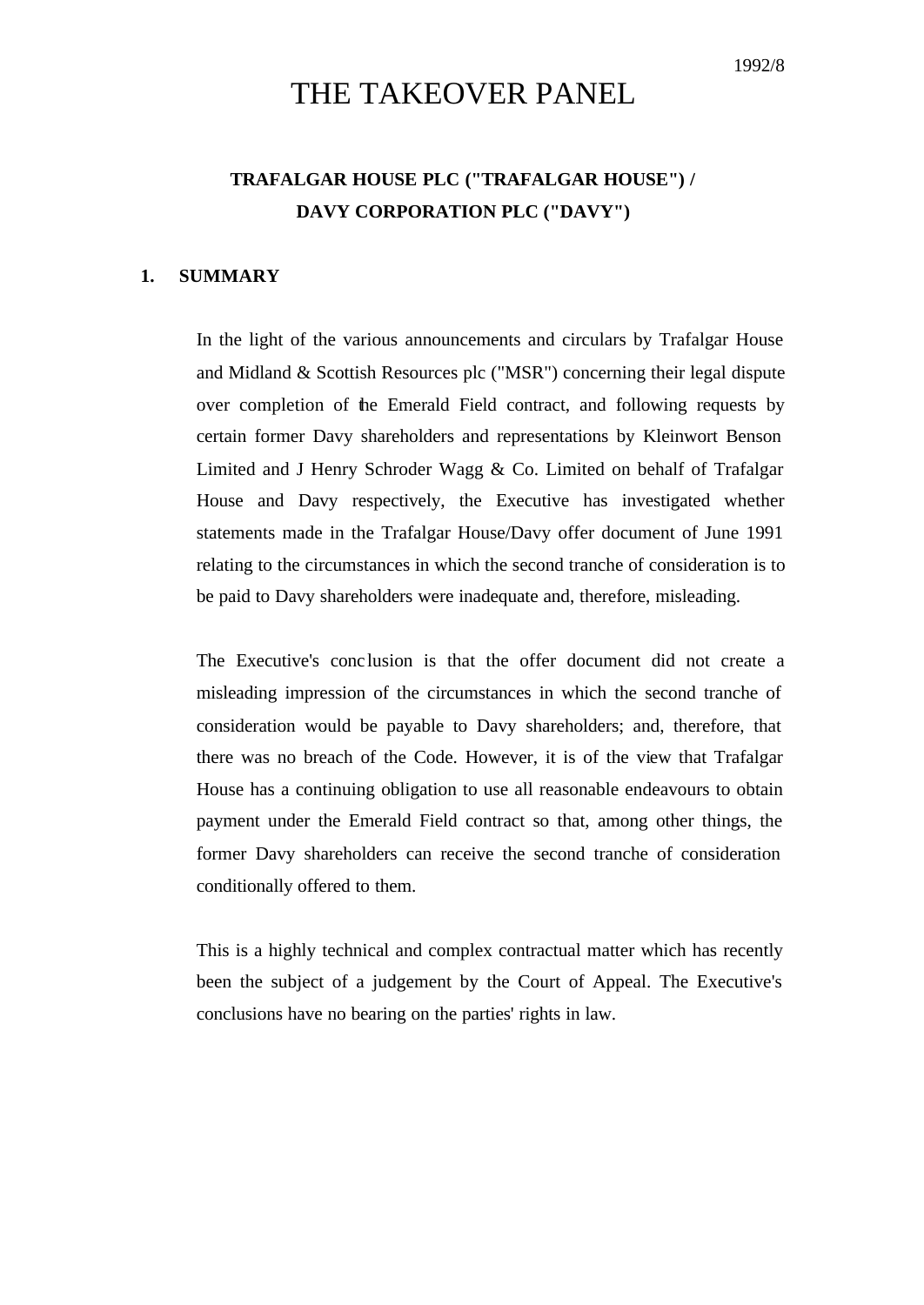1992/8

# THE TAKEOVER PANEL

## TRAFALGAR HOUSE PLC ("TRAFALGAR HOUSE") / DAVY CORPORATION PLC ("DAVY")

### 1. SUMMARY

In the light of the various announcements and circulars by Trafalgar House and Midland & Scottish Resources plc ("MSR") concerning their legal dispute over completion of the Emerald Field contract, and following requests by certain former Davy shareholders and representations by Kleinwort Benson Limited and J Henry Schroder Wagg & Co. Limited on behalf of Trafalgar House and Davy respectively, the Executive has investigated whether statements made in the Trafalgar House/Davy offer document of June 1991 relating to the circumstances in which the second tranche of consideration is to be paid to Davy shareholders were inadequate and, therefore, misleading.

The Executive's conclusion is that the offer document did not create a misleading impression of the circumstances in which the second tranche of consideration would be payable to Davy shareholders; and, therefore, that there was no breach of the Code. However, it is of the view that Trafalgar House has a continuing obligation to use all reasonable endeavours to obtain payment under the Emerald Field contract so that, among other things, the former Davy shareholders can receive the second tranche of consideration conditionally offered to them.

This is a highly technical and complex contractual matter which has recently been the subject of a judgement by the Court of Appeal. The Executive's conclusions have no bearing on the parties' rights in law.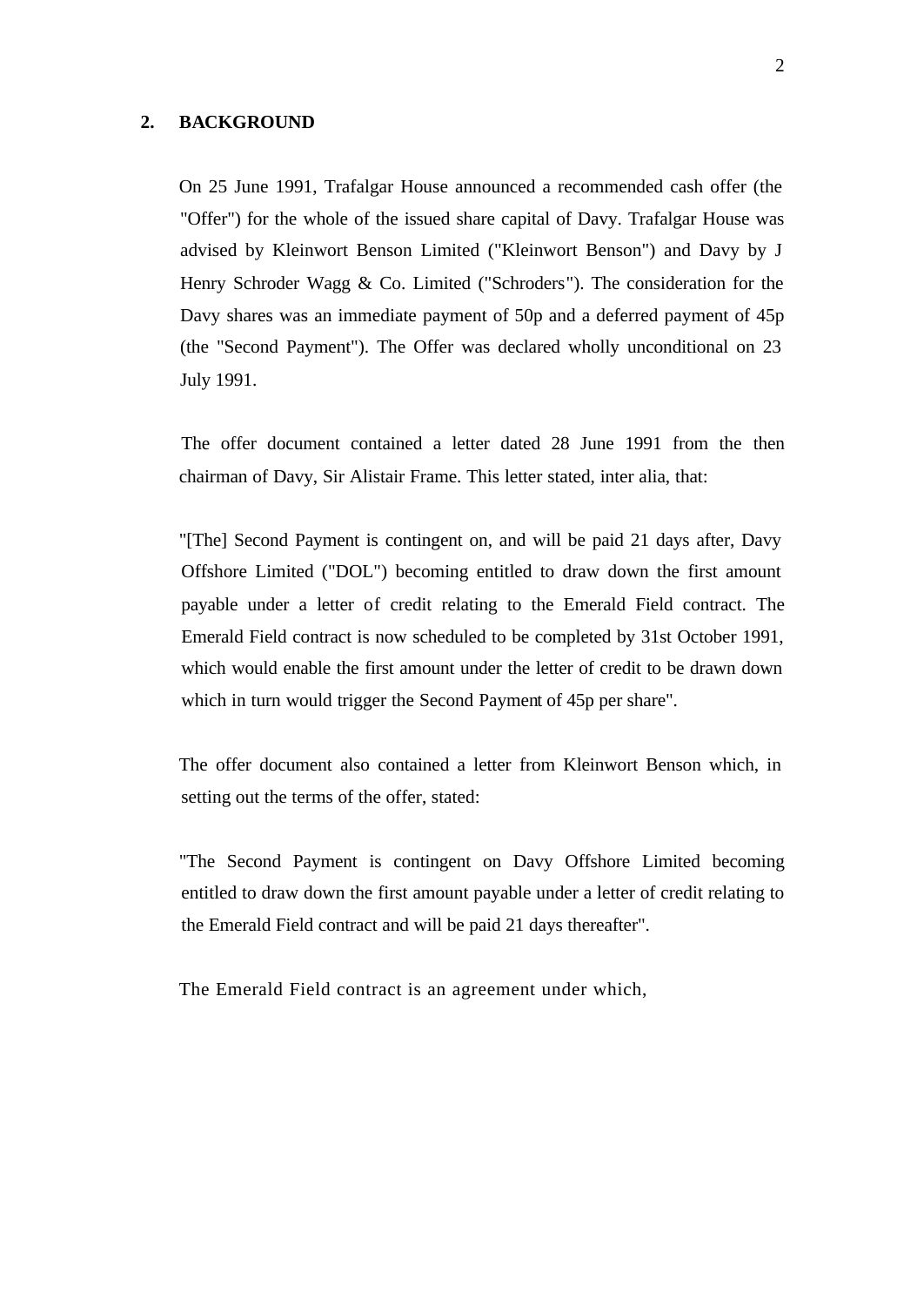## 2. BACKGROUND

On 25 June 1991, Trafalgar House announced a recommended cash offer (the "Offer") for the whole of the issued share capital of Davy. Trafalgar House was advised by Kleinwort Benson Limited ("Kleinwort Benson") and Davy by J Henry Schroder Wagg & Co. Limited ("Schroders"). The consideration for the Davy shares was an immediate payment of 50p and a deferred payment of 45p (the "Second Payment"). The Offer was declared wholly unconditional on 23 July 1991.

The offer document contained a letter dated 28 June 1991 from the then chairman of Davy, Sir Alistair Frame. This letter stated, inter alia, that:

"[The] Second Payment is contingent on, and will be paid 21 days after, Davy Offshore Limited ("DOL") becoming entitled to draw down the first amount payable under a letter of credit relating to the Emerald Field contract. The Emerald Field contract is now scheduled to be completed by 31st October 1991, which would enable the first amount under the letter of credit to be drawn down which in turn would trigger the Second Payment of 45p per share".

The offer document also contained a letter from Kleinwort Benson which, in setting out the terms of the offer, stated:

"The Second Payment is contingent on Davy Offshore Limited becoming entitled to draw down the first amount payable under a letter of credit relating to the Emerald Field contract and will be paid 21 days thereafter".

The Emerald Field contract is an agreement under which,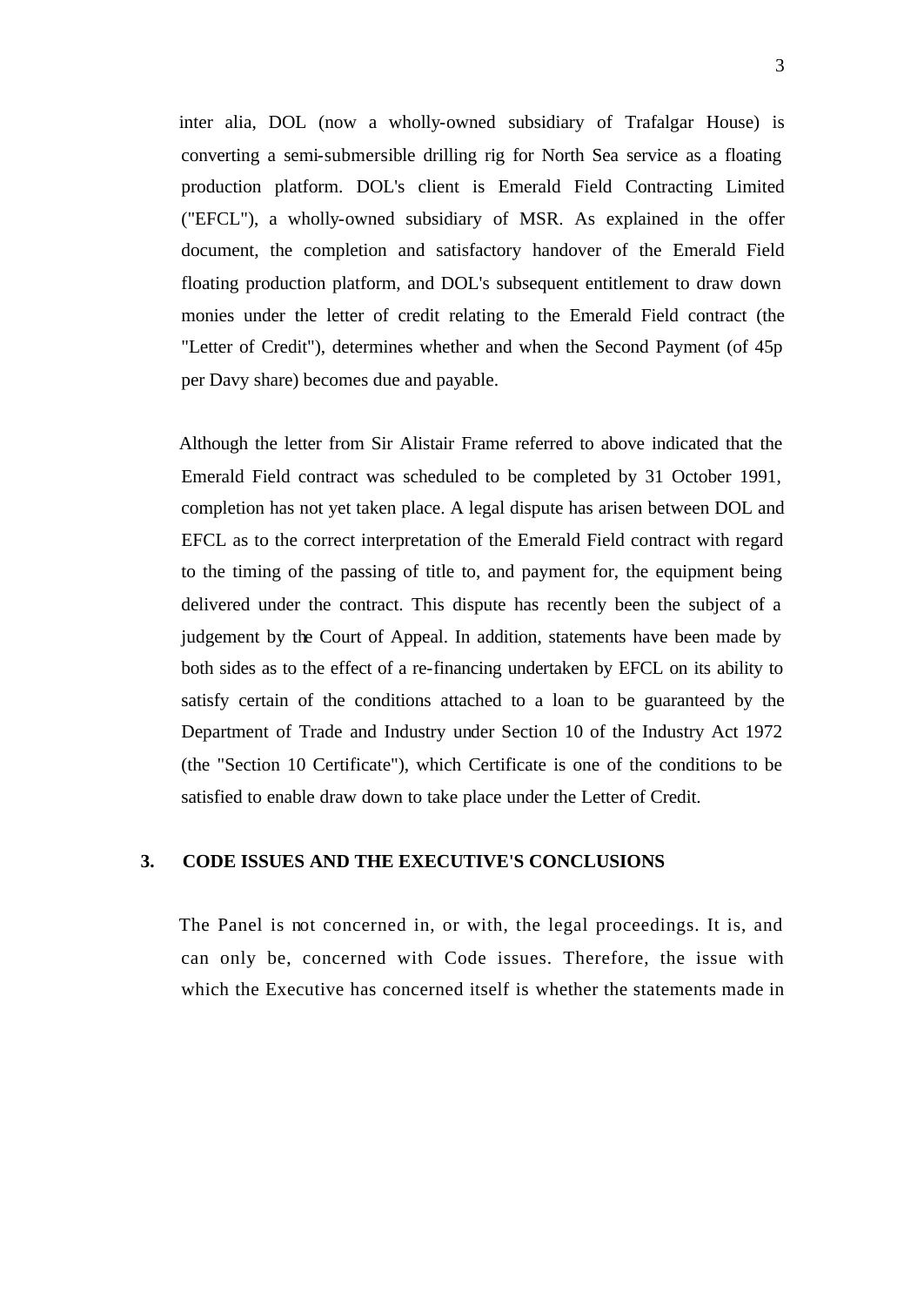inter alia, DOL (now a wholly-owned subsidiary of Trafalgar House) is converting a semi-submersible drilling rig for North Sea service as a floating production platform. DOL's client is Emerald Field Contracting Limited ("EFCL"), a wholly-owned subsidiary of MSR. As explained in the offer document, the completion and satisfactory handover of the Emerald Field floating production platform, and DOL's subsequent entitlement to draw down monies under the letter of credit relating to the Emerald Field contract (the "Letter of Credit"), determines whether and when the Second Payment (of 45p per Davy share) becomes due and payable.

Although the letter from Sir Alistair Frame referred to above indicated that the Emerald Field contract was scheduled to be completed by 31 October 1991, completion has not yet taken place. A legal dispute has arisen between DOL and EFCL as to the correct interpretation of the Emerald Field contract with regard to the timing of the passing of title to, and payment for, the equipment being delivered under the contract. This dispute has recently been the subject of a judgement by the Court of Appeal. In addition, statements have been made by both sides as to the effect of a re-financing undertaken by EFCL on its ability to satisfy certain of the conditions attached to a loan to be guaranteed by the Department of Trade and Industry under Section 10 of the Industry Act 1972 (the "Section 10 Certificate"), which Certificate is one of the conditions to be satisfied to enable draw down to take place under the Letter of Credit.

## 3. CODE ISSUES AND THE EXECUTIVE'S CONCLUSIONS

The Panel is not concerned in, or with, the legal proceedings. It is, and can only be, concerned with Code issues. Therefore, the issue with which the Executive has concerned itself is whether the statements made in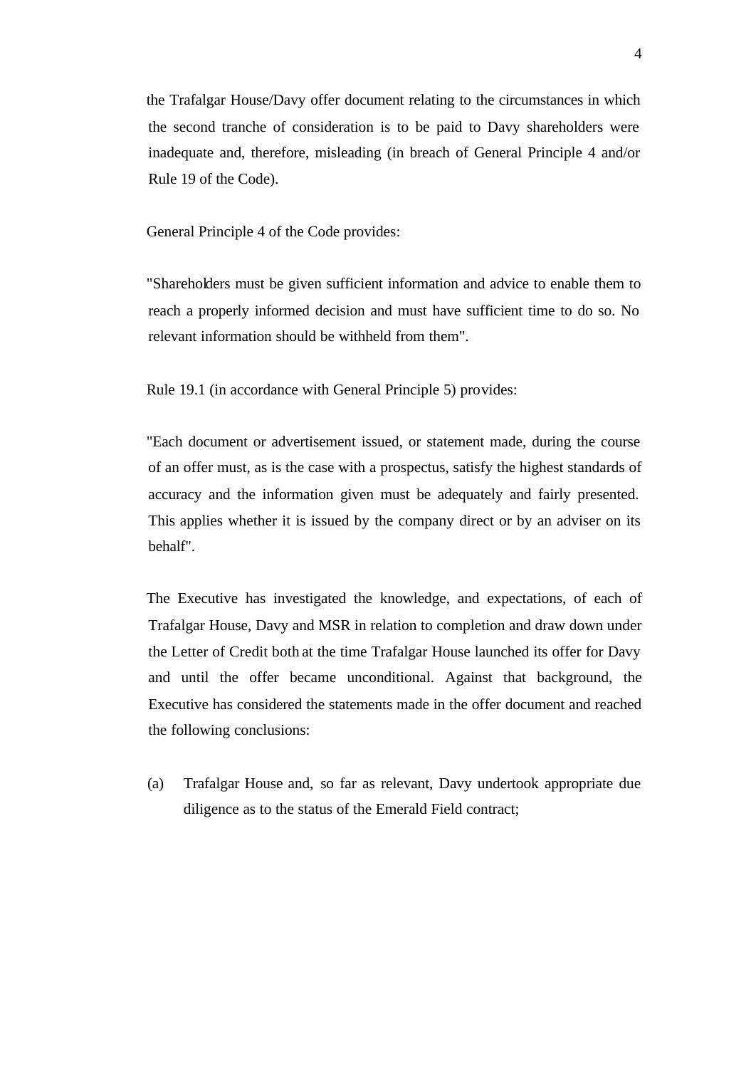the Trafalgar House/Davy offer document relating to the circumstances in which the second tranche of consideration is to be paid to Davy shareholders were inadequate and, therefore, misleading (in breach of General Principle 4 and/or Rule 19 of the Code).

General Principle 4 of the Code provides:

"Shareholders must be given sufficient information and advice to enable them to reach a properly informed decision and must have sufficient time to do so. No relevant information should be withheld from them".

Rule 19.1 (in accordance with General Principle 5) provides:

"Each document or advertisement issued, or statement made, during the course of an offer must, as is the case with a prospectus, satisfy the highest standards of accuracy and the information given must be adequately and fairly presented. This applies whether it is issued by the company direct or by an adviser on its behalf".

The Executive has investigated the knowledge, and expectations, of each of Trafalgar House, Davy and MSR in relation to completion and draw down under the Letter of Credit both at the time Trafalgar House launched its offer for Davy and until the offer became unconditional. Against that background, the Executive has considered the statements made in the offer document and reached the following conclusions:

(a) Trafalgar House and, so far as relevant, Davy undertook appropriate due diligence as to the status of the Emerald Field contract;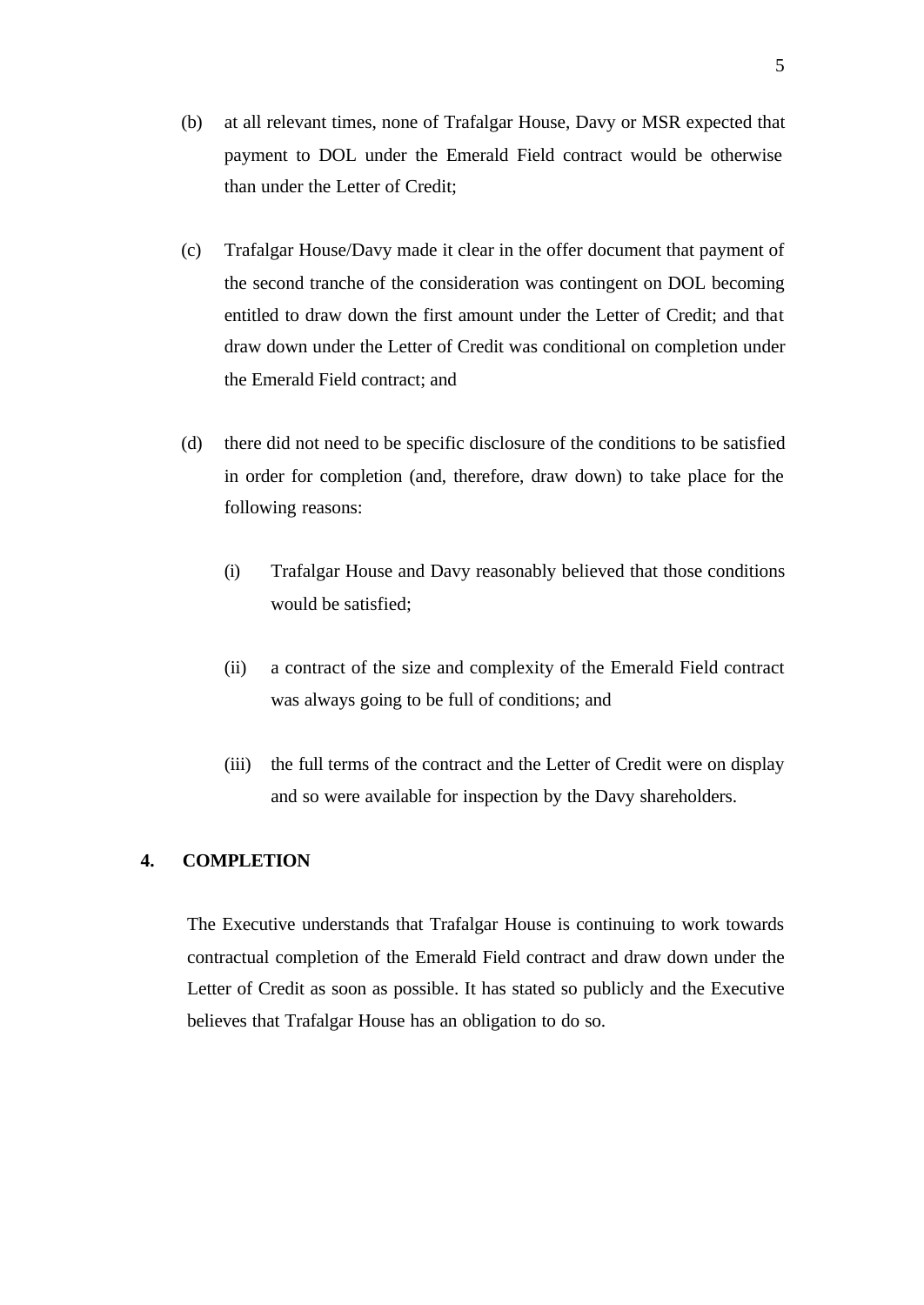(b) at all relevant times, none of Trafalgar House, Davy or MSR expected that payment to DOL under the Emerald Field contract would be otherwise than under the Letter of Credit;

(c) Trafalgar House/Davy made it clear in the offer document that payment of the second tranche of the consideration was contingent on DOL becoming entitled to draw down the first amount under the Letter of Credit; and that draw down under the Letter of Credit was conditional on completion under the Emerald Field contract; and

(d) there did not need to be specific disclosure of the conditions to be satisfied in order for completion (and, therefore, draw down) to take place for the following reasons:

   (i) Trafalgar House and Davy reasonably believed that those conditions would be satisfied;

   (ii) a contract of the size and complexity of the Emerald Field contract was always going to be full of conditions; and

   (iii) the full terms of the contract and the Letter of Credit were on display and so were available for inspection by the Davy shareholders.

## 4. COMPLETION

The Executive understands that Trafalgar House is continuing to work towards contractual completion of the Emerald Field contract and draw down under the Letter of Credit as soon as possible. It has stated so publicly and the Executive believes that Trafalgar House has an obligation to do so.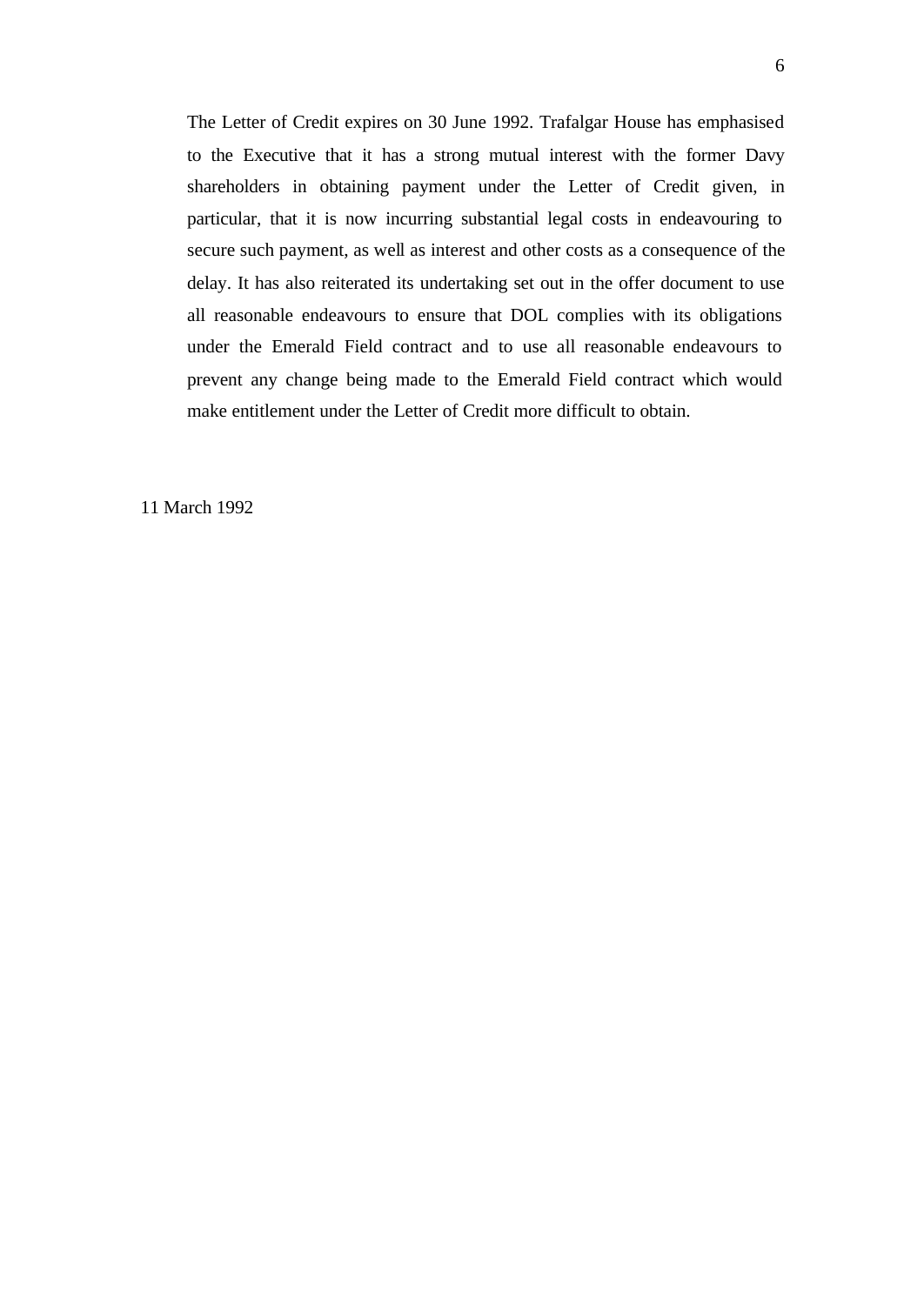The Letter of Credit expires on 30 June 1992. Trafalgar House has emphasised to the Executive that it has a strong mutual interest with the former Davy shareholders in obtaining payment under the Letter of Credit given, in particular, that it is now incurring substantial legal costs in endeavouring to secure such payment, as well as interest and other costs as a consequence of the delay. It has also reiterated its undertaking set out in the offer document to use all reasonable endeavours to ensure that DOL complies with its obligations under the Emerald Field contract and to use all reasonable endeavours to prevent any change being made to the Emerald Field contract which would make entitlement under the Letter of Credit more difficult to obtain.

11 March 1992